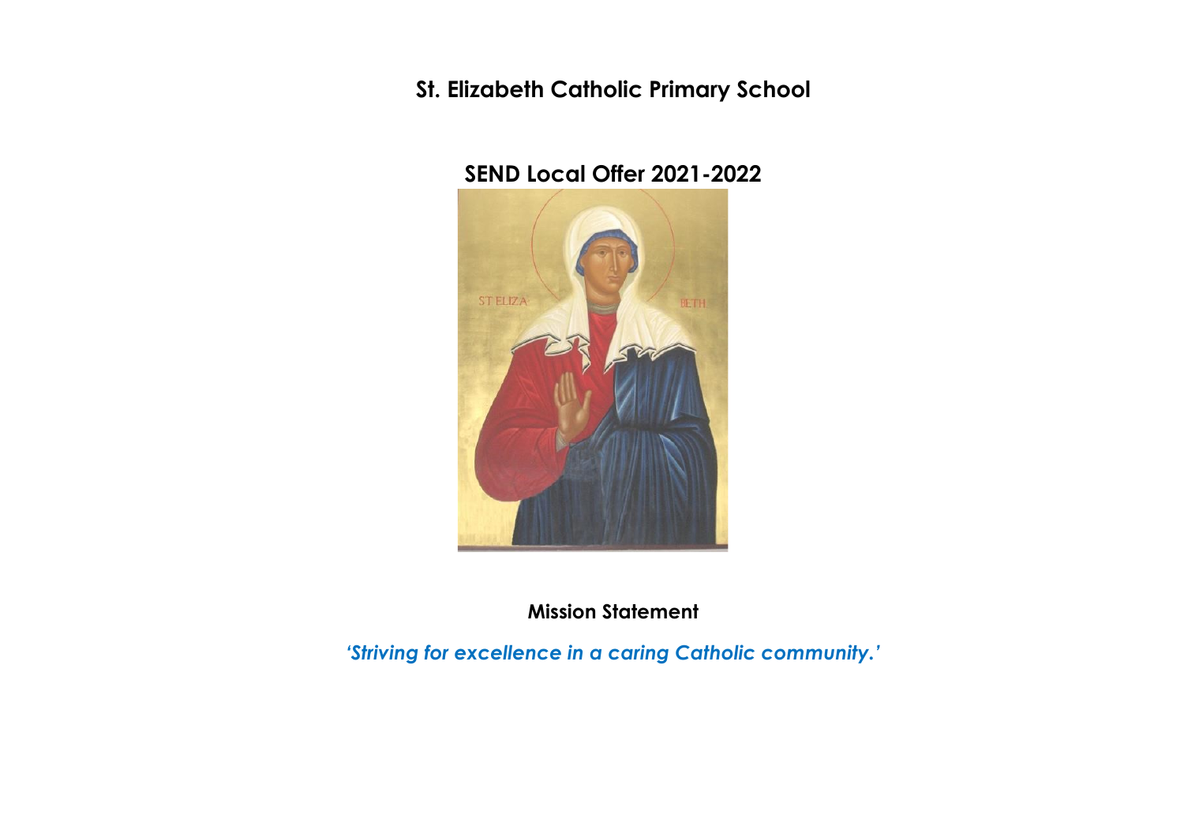# St. Elizabeth Catholic Primary School

## SEND Local Offer 2021-2022

**Mission Statement**

***'Striving for excellence in a caring Catholic community.'***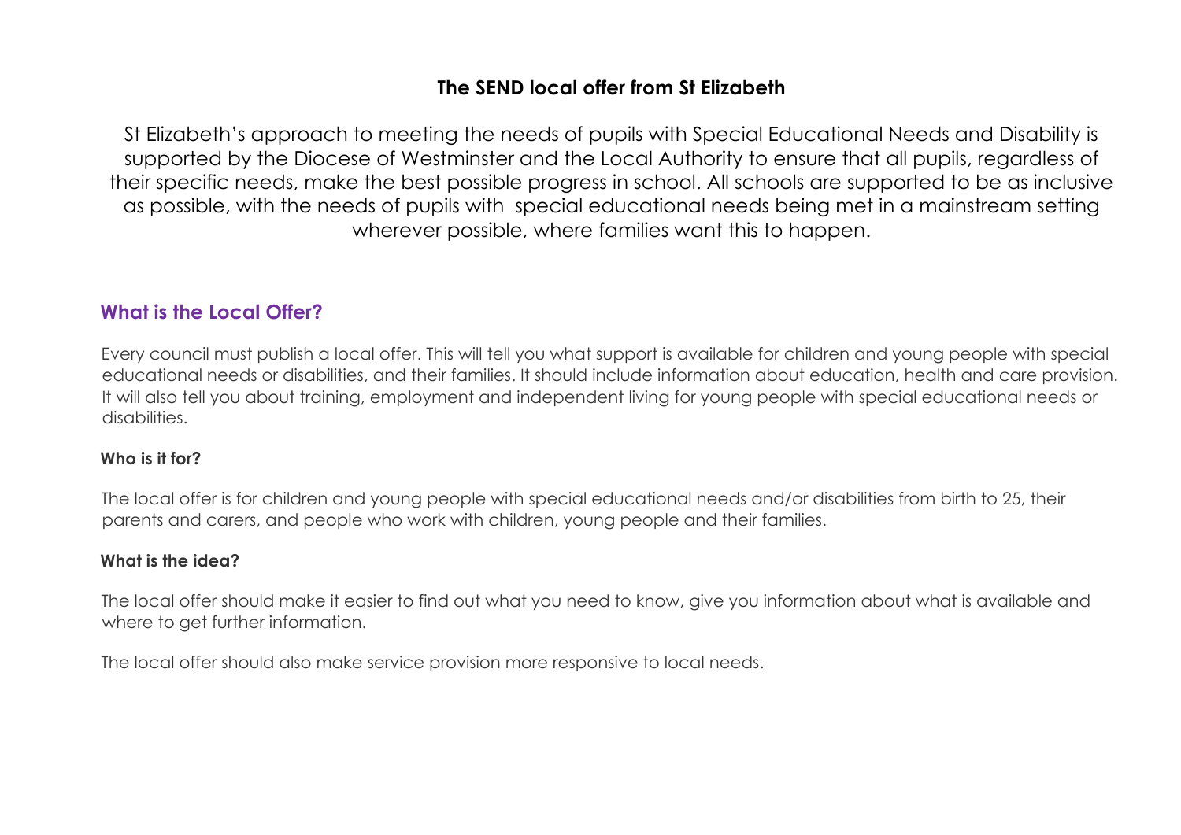# The SEND local offer from St Elizabeth

St Elizabeth's approach to meeting the needs of pupils with Special Educational Needs and Disability is supported by the Diocese of Westminster and the Local Authority to ensure that all pupils, regardless of their specific needs, make the best possible progress in school. All schools are supported to be as inclusive as possible, with the needs of pupils with special educational needs being met in a mainstream setting wherever possible, where families want this to happen.

## What is the Local Offer?

Every council must publish a local offer. This will tell you what support is available for children and young people with special educational needs or disabilities, and their families. It should include information about education, health and care provision. It will also tell you about training, employment and independent living for young people with special educational needs or disabilities.

### Who is it for?

The local offer is for children and young people with special educational needs and/or disabilities from birth to 25, their parents and carers, and people who work with children, young people and their families.

### What is the idea?

The local offer should make it easier to find out what you need to know, give you information about what is available and where to get further information.

The local offer should also make service provision more responsive to local needs.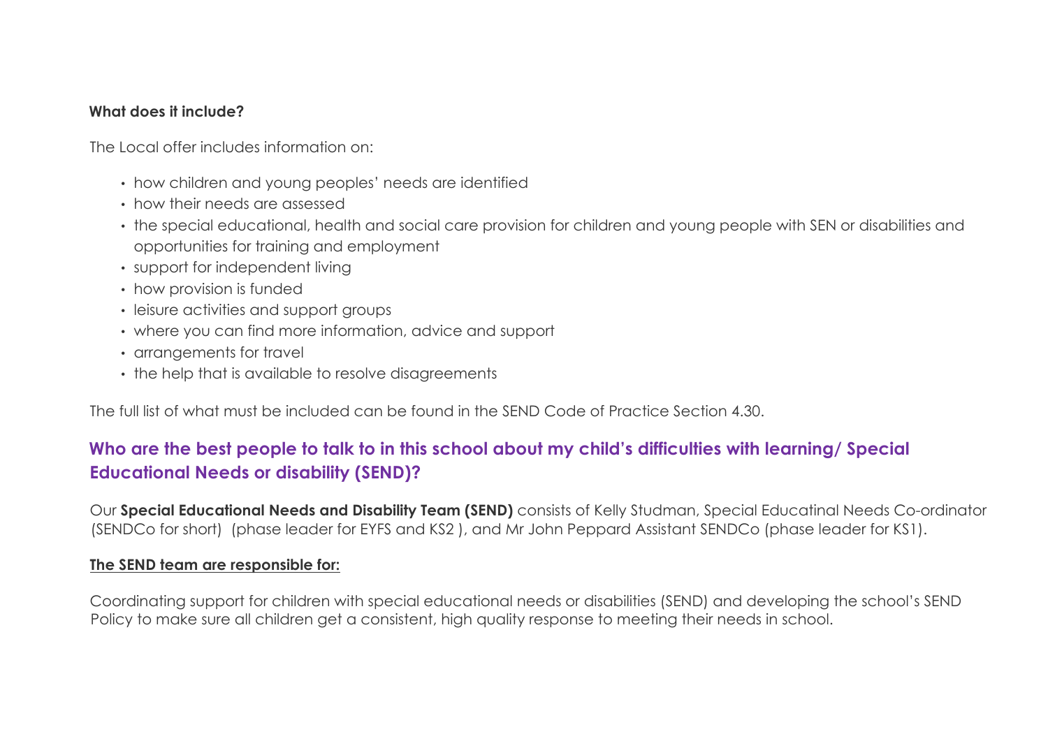**What does it include?**

The Local offer includes information on:

- how children and young peoples' needs are identified
- how their needs are assessed
- the special educational, health and social care provision for children and young people with SEN or disabilities and opportunities for training and employment
- support for independent living
- how provision is funded
- leisure activities and support groups
- where you can find more information, advice and support
- arrangements for travel
- the help that is available to resolve disagreements

The full list of what must be included can be found in the SEND Code of Practice Section 4.30.

## Who are the best people to talk to in this school about my child's difficulties with learning/ Special Educational Needs or disability (SEND)?

Our **Special Educational Needs and Disability Team (SEND)** consists of Kelly Studman, Special Educatinal Needs Co-ordinator (SENDCo for short) (phase leader for EYFS and KS2 ), and Mr John Peppard Assistant SENDCo (phase leader for KS1).

**The SEND team are responsible for:**

Coordinating support for children with special educational needs or disabilities (SEND) and developing the school's SEND Policy to make sure all children get a consistent, high quality response to meeting their needs in school.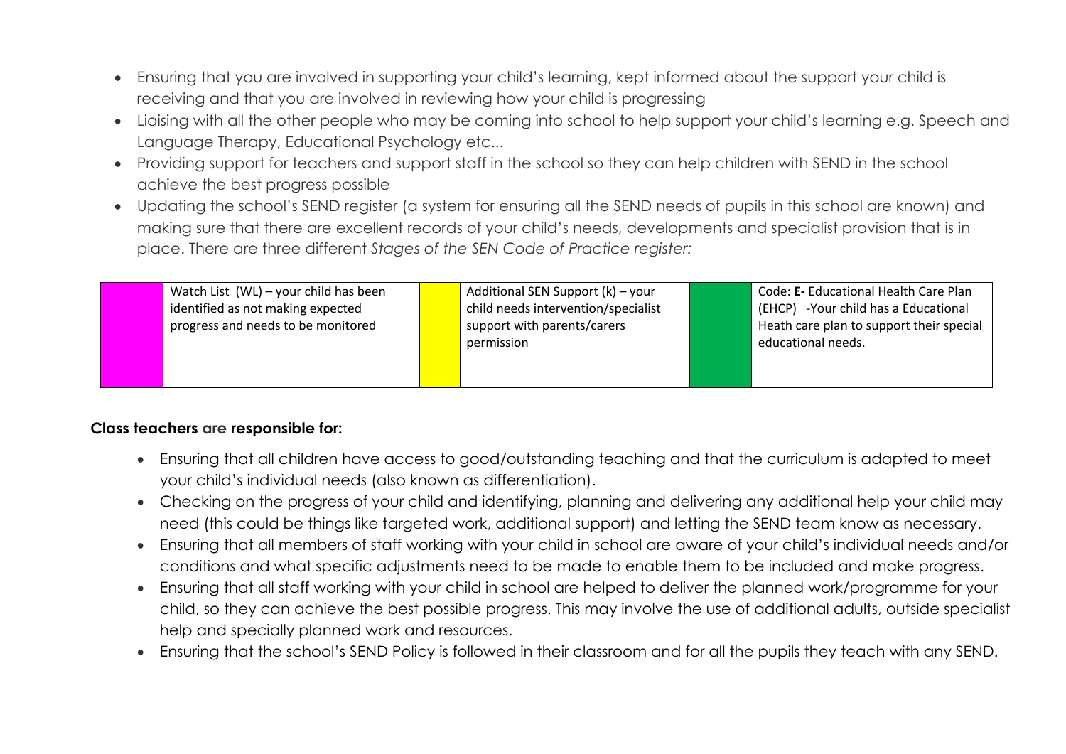- Ensuring that you are involved in supporting your child's learning, kept informed about the support your child is receiving and that you are involved in reviewing how your child is progressing
- Liaising with all the other people who may be coming into school to help support your child's learning e.g. Speech and Language Therapy, Educational Psychology etc...
- Providing support for teachers and support staff in the school so they can help children with SEND in the school achieve the best progress possible
- Updating the school's SEND register (a system for ensuring all the SEND needs of pupils in this school are known) and making sure that there are excellent records of your child's needs, developments and specialist provision that is in place. There are three different *Stages of the SEN Code of Practice register:*

| | | | | | |
|---|---|---|---|---|---|
| | Watch List (WL) – your child has been identified as not making expected progress and needs to be monitored | | Additional SEN Support (k) – your child needs intervention/specialist support with parents/carers permission | | Code: **E-** Educational Health Care Plan (EHCP) -Your child has a Educational Heath care plan to support their special educational needs. |

**Class teachers are responsible for:**

- Ensuring that all children have access to good/outstanding teaching and that the curriculum is adapted to meet your child's individual needs (also known as differentiation).
- Checking on the progress of your child and identifying, planning and delivering any additional help your child may need (this could be things like targeted work, additional support) and letting the SEND team know as necessary.
- Ensuring that all members of staff working with your child in school are aware of your child's individual needs and/or conditions and what specific adjustments need to be made to enable them to be included and make progress.
- Ensuring that all staff working with your child in school are helped to deliver the planned work/programme for your child, so they can achieve the best possible progress. This may involve the use of additional adults, outside specialist help and specially planned work and resources.
- Ensuring that the school's SEND Policy is followed in their classroom and for all the pupils they teach with any SEND.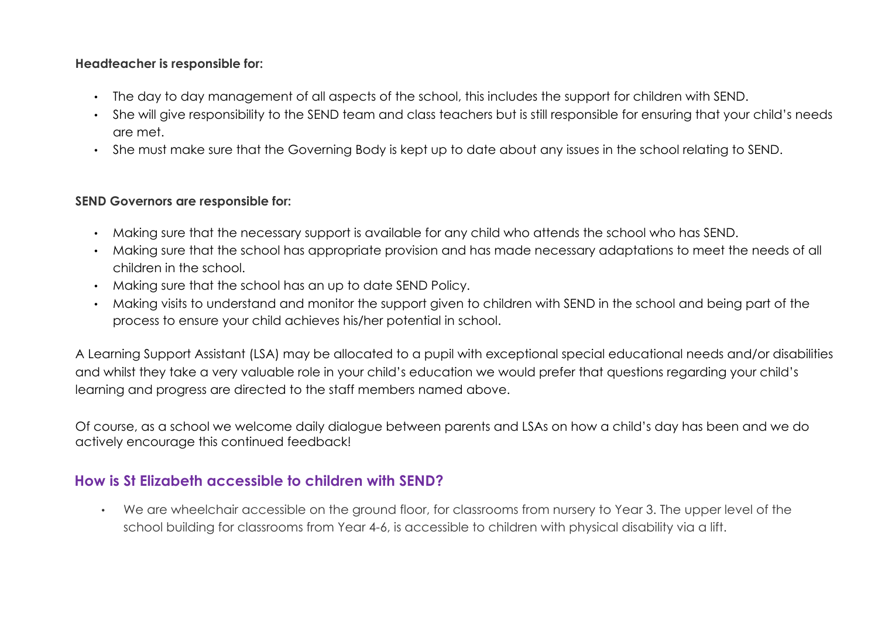**Headteacher is responsible for:**

- The day to day management of all aspects of the school, this includes the support for children with SEND.
- She will give responsibility to the SEND team and class teachers but is still responsible for ensuring that your child's needs are met.
- She must make sure that the Governing Body is kept up to date about any issues in the school relating to SEND.

**SEND Governors are responsible for:**

- Making sure that the necessary support is available for any child who attends the school who has SEND.
- Making sure that the school has appropriate provision and has made necessary adaptations to meet the needs of all children in the school.
- Making sure that the school has an up to date SEND Policy.
- Making visits to understand and monitor the support given to children with SEND in the school and being part of the process to ensure your child achieves his/her potential in school.

A Learning Support Assistant (LSA) may be allocated to a pupil with exceptional special educational needs and/or disabilities and whilst they take a very valuable role in your child's education we would prefer that questions regarding your child's learning and progress are directed to the staff members named above.

Of course, as a school we welcome daily dialogue between parents and LSAs on how a child's day has been and we do actively encourage this continued feedback!

## How is St Elizabeth accessible to children with SEND?

- We are wheelchair accessible on the ground floor, for classrooms from nursery to Year 3. The upper level of the school building for classrooms from Year 4-6, is accessible to children with physical disability via a lift.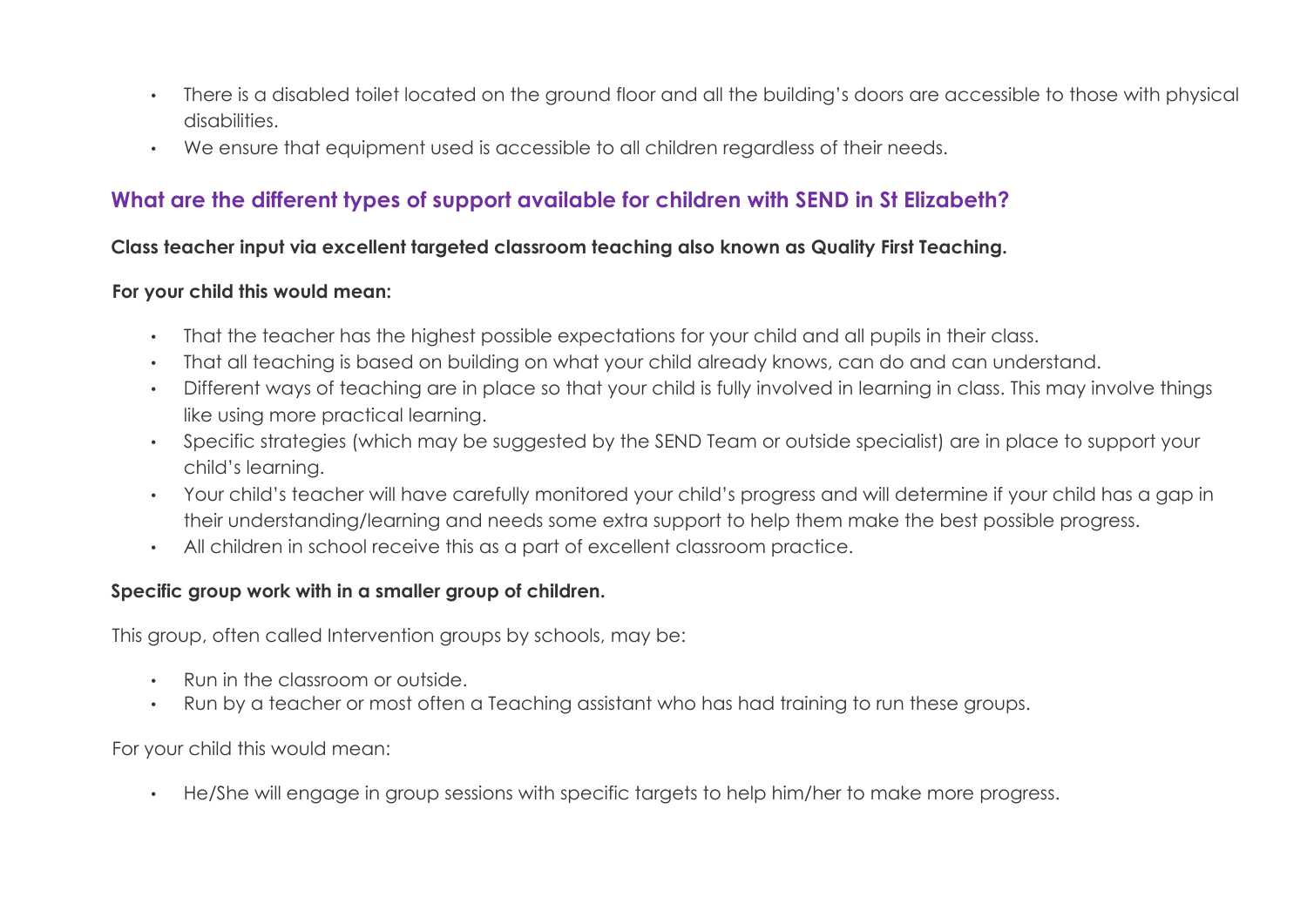- There is a disabled toilet located on the ground floor and all the building's doors are accessible to those with physical disabilities.
- We ensure that equipment used is accessible to all children regardless of their needs.

## What are the different types of support available for children with SEND in St Elizabeth?

**Class teacher input via excellent targeted classroom teaching also known as Quality First Teaching.**

**For your child this would mean:**

- That the teacher has the highest possible expectations for your child and all pupils in their class.
- That all teaching is based on building on what your child already knows, can do and can understand.
- Different ways of teaching are in place so that your child is fully involved in learning in class. This may involve things like using more practical learning.
- Specific strategies (which may be suggested by the SEND Team or outside specialist) are in place to support your child's learning.
- Your child's teacher will have carefully monitored your child's progress and will determine if your child has a gap in their understanding/learning and needs some extra support to help them make the best possible progress.
- All children in school receive this as a part of excellent classroom practice.

**Specific group work with in a smaller group of children.**

This group, often called Intervention groups by schools, may be:

- Run in the classroom or outside.
- Run by a teacher or most often a Teaching assistant who has had training to run these groups.

For your child this would mean:

- He/She will engage in group sessions with specific targets to help him/her to make more progress.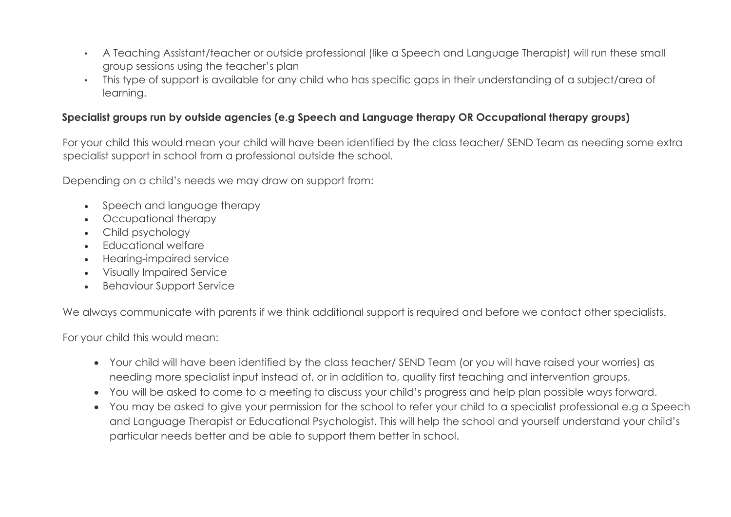- A Teaching Assistant/teacher or outside professional (like a Speech and Language Therapist) will run these small group sessions using the teacher's plan
- This type of support is available for any child who has specific gaps in their understanding of a subject/area of learning.

**Specialist groups run by outside agencies (e.g Speech and Language therapy OR Occupational therapy groups)**

For your child this would mean your child will have been identified by the class teacher/ SEND Team as needing some extra specialist support in school from a professional outside the school.

Depending on a child's needs we may draw on support from:

- Speech and language therapy
- Occupational therapy
- Child psychology
- Educational welfare
- Hearing-impaired service
- Visually Impaired Service
- Behaviour Support Service

We always communicate with parents if we think additional support is required and before we contact other specialists.

For your child this would mean:

- Your child will have been identified by the class teacher/ SEND Team (or you will have raised your worries) as needing more specialist input instead of, or in addition to, quality first teaching and intervention groups.
- You will be asked to come to a meeting to discuss your child's progress and help plan possible ways forward.
- You may be asked to give your permission for the school to refer your child to a specialist professional e.g a Speech and Language Therapist or Educational Psychologist. This will help the school and yourself understand your child's particular needs better and be able to support them better in school.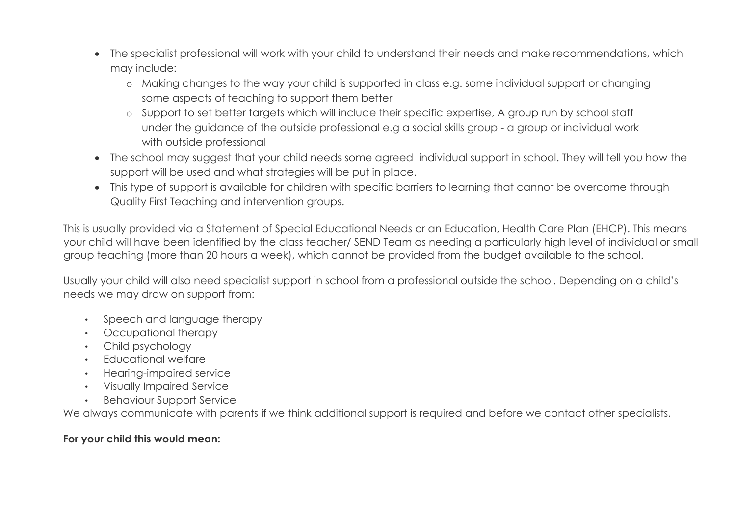- The specialist professional will work with your child to understand their needs and make recommendations, which may include:
    - Making changes to the way your child is supported in class e.g. some individual support or changing some aspects of teaching to support them better
    - Support to set better targets which will include their specific expertise, A group run by school staff under the guidance of the outside professional e.g a social skills group - a group or individual work with outside professional
- The school may suggest that your child needs some agreed individual support in school. They will tell you how the support will be used and what strategies will be put in place.
- This type of support is available for children with specific barriers to learning that cannot be overcome through Quality First Teaching and intervention groups.

This is usually provided via a Statement of Special Educational Needs or an Education, Health Care Plan (EHCP). This means your child will have been identified by the class teacher/ SEND Team as needing a particularly high level of individual or small group teaching (more than 20 hours a week), which cannot be provided from the budget available to the school.

Usually your child will also need specialist support in school from a professional outside the school. Depending on a child's needs we may draw on support from:

- Speech and language therapy
- Occupational therapy
- Child psychology
- Educational welfare
- Hearing-impaired service
- Visually Impaired Service
- Behaviour Support Service

We always communicate with parents if we think additional support is required and before we contact other specialists.

**For your child this would mean:**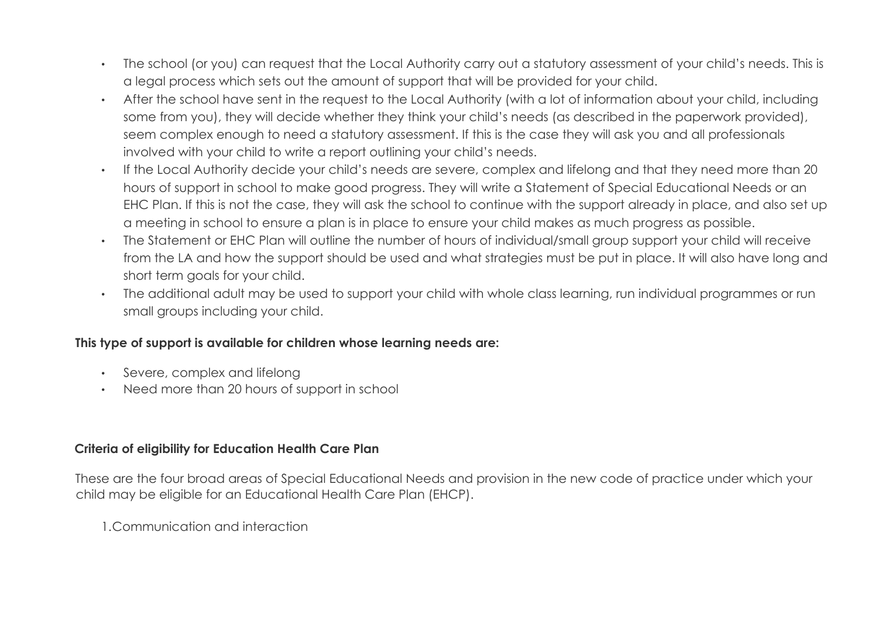- The school (or you) can request that the Local Authority carry out a statutory assessment of your child's needs. This is a legal process which sets out the amount of support that will be provided for your child.
- After the school have sent in the request to the Local Authority (with a lot of information about your child, including some from you), they will decide whether they think your child's needs (as described in the paperwork provided), seem complex enough to need a statutory assessment. If this is the case they will ask you and all professionals involved with your child to write a report outlining your child's needs.
- If the Local Authority decide your child's needs are severe, complex and lifelong and that they need more than 20 hours of support in school to make good progress. They will write a Statement of Special Educational Needs or an EHC Plan. If this is not the case, they will ask the school to continue with the support already in place, and also set up a meeting in school to ensure a plan is in place to ensure your child makes as much progress as possible.
- The Statement or EHC Plan will outline the number of hours of individual/small group support your child will receive from the LA and how the support should be used and what strategies must be put in place. It will also have long and short term goals for your child.
- The additional adult may be used to support your child with whole class learning, run individual programmes or run small groups including your child.

**This type of support is available for children whose learning needs are:**

- Severe, complex and lifelong
- Need more than 20 hours of support in school

**Criteria of eligibility for Education Health Care Plan**

These are the four broad areas of Special Educational Needs and provision in the new code of practice under which your child may be eligible for an Educational Health Care Plan (EHCP).

1.Communication and interaction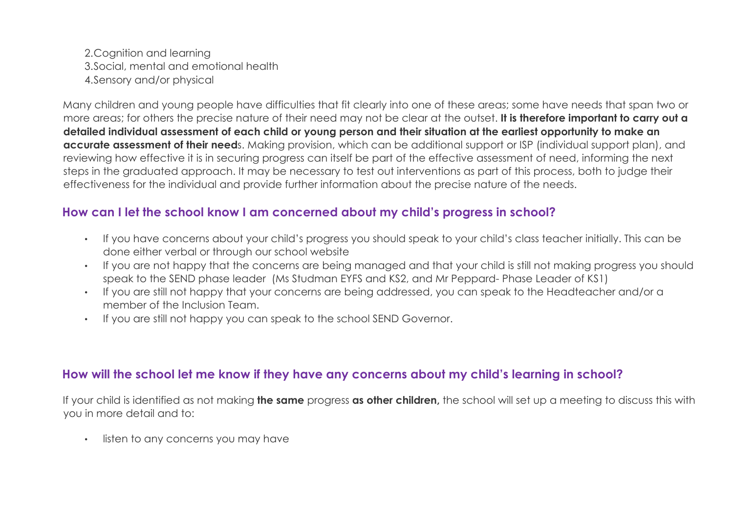2. Cognition and learning
3. Social, mental and emotional health
4. Sensory and/or physical

Many children and young people have difficulties that fit clearly into one of these areas; some have needs that span two or more areas; for others the precise nature of their need may not be clear at the outset. **It is therefore important to carry out a detailed individual assessment of each child or young person and their situation at the earliest opportunity to make an accurate assessment of their need**s. Making provision, which can be additional support or ISP (individual support plan), and reviewing how effective it is in securing progress can itself be part of the effective assessment of need, informing the next steps in the graduated approach. It may be necessary to test out interventions as part of this process, both to judge their effectiveness for the individual and provide further information about the precise nature of the needs.

## How can I let the school know I am concerned about my child's progress in school?

- If you have concerns about your child's progress you should speak to your child's class teacher initially. This can be done either verbal or through our school website
- If you are not happy that the concerns are being managed and that your child is still not making progress you should speak to the SEND phase leader (Ms Studman EYFS and KS2, and Mr Peppard- Phase Leader of KS1)
- If you are still not happy that your concerns are being addressed, you can speak to the Headteacher and/or a member of the Inclusion Team.
- If you are still not happy you can speak to the school SEND Governor.

## How will the school let me know if they have any concerns about my child's learning in school?

If your child is identified as not making **the same** progress **as other children,** the school will set up a meeting to discuss this with you in more detail and to:

- listen to any concerns you may have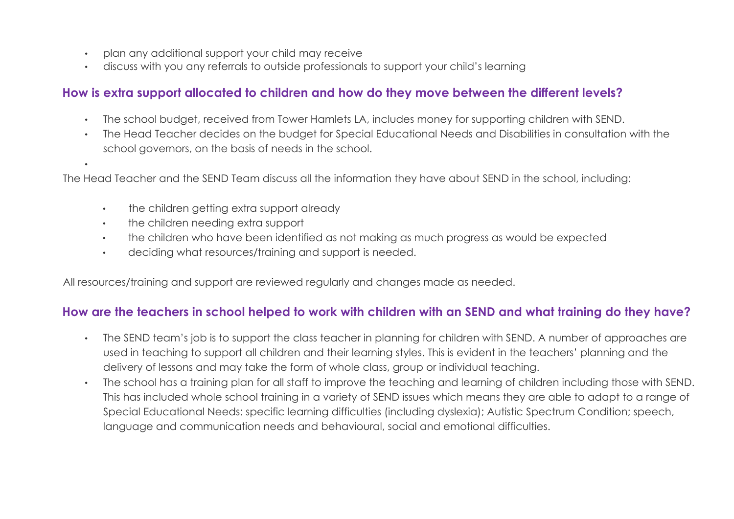- plan any additional support your child may receive
- discuss with you any referrals to outside professionals to support your child's learning

## How is extra support allocated to children and how do they move between the different levels?

- The school budget, received from Tower Hamlets LA, includes money for supporting children with SEND.
- The Head Teacher decides on the budget for Special Educational Needs and Disabilities in consultation with the school governors, on the basis of needs in the school.

The Head Teacher and the SEND Team discuss all the information they have about SEND in the school, including:

- the children getting extra support already
- the children needing extra support
- the children who have been identified as not making as much progress as would be expected
- deciding what resources/training and support is needed.

All resources/training and support are reviewed regularly and changes made as needed.

## How are the teachers in school helped to work with children with an SEND and what training do they have?

- The SEND team's job is to support the class teacher in planning for children with SEND. A number of approaches are used in teaching to support all children and their learning styles. This is evident in the teachers' planning and the delivery of lessons and may take the form of whole class, group or individual teaching.
- The school has a training plan for all staff to improve the teaching and learning of children including those with SEND. This has included whole school training in a variety of SEND issues which means they are able to adapt to a range of Special Educational Needs: specific learning difficulties (including dyslexia); Autistic Spectrum Condition; speech, language and communication needs and behavioural, social and emotional difficulties.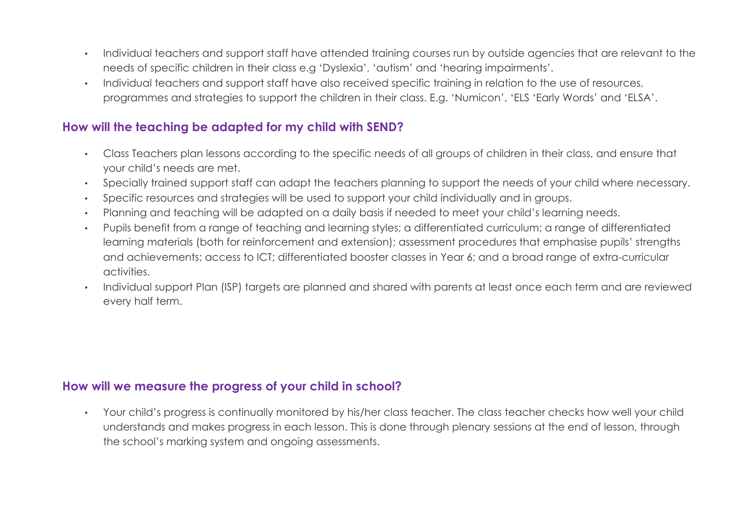- Individual teachers and support staff have attended training courses run by outside agencies that are relevant to the needs of specific children in their class e.g 'Dyslexia', 'autism' and 'hearing impairments'.
- Individual teachers and support staff have also received specific training in relation to the use of resources, programmes and strategies to support the children in their class. E.g. 'Numicon', 'ELS 'Early Words' and 'ELSA'.

## How will the teaching be adapted for my child with SEND?

- Class Teachers plan lessons according to the specific needs of all groups of children in their class, and ensure that your child's needs are met.
- Specially trained support staff can adapt the teachers planning to support the needs of your child where necessary.
- Specific resources and strategies will be used to support your child individually and in groups.
- Planning and teaching will be adapted on a daily basis if needed to meet your child's learning needs.
- Pupils benefit from a range of teaching and learning styles; a differentiated curriculum; a range of differentiated learning materials (both for reinforcement and extension); assessment procedures that emphasise pupils' strengths and achievements; access to ICT; differentiated booster classes in Year 6; and a broad range of extra-curricular activities.
- Individual support Plan (ISP) targets are planned and shared with parents at least once each term and are reviewed every half term.

## How will we measure the progress of your child in school?

- Your child's progress is continually monitored by his/her class teacher. The class teacher checks how well your child understands and makes progress in each lesson. This is done through plenary sessions at the end of lesson, through the school's marking system and ongoing assessments.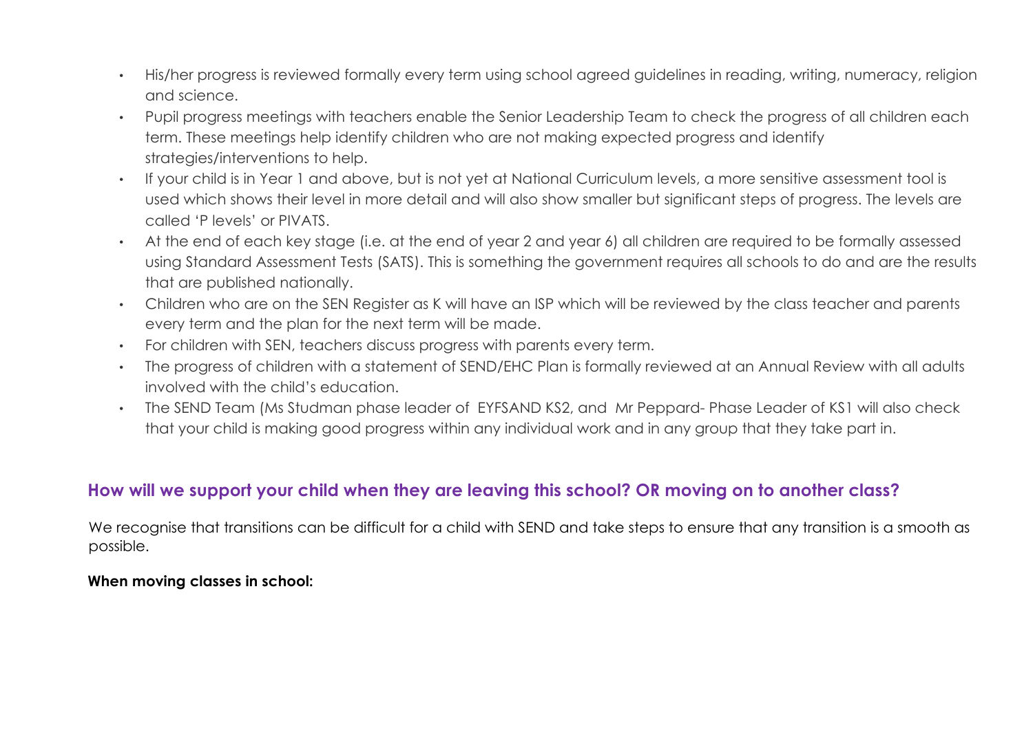- His/her progress is reviewed formally every term using school agreed guidelines in reading, writing, numeracy, religion and science.
- Pupil progress meetings with teachers enable the Senior Leadership Team to check the progress of all children each term. These meetings help identify children who are not making expected progress and identify strategies/interventions to help.
- If your child is in Year 1 and above, but is not yet at National Curriculum levels, a more sensitive assessment tool is used which shows their level in more detail and will also show smaller but significant steps of progress. The levels are called 'P levels' or PIVATS.
- At the end of each key stage (i.e. at the end of year 2 and year 6) all children are required to be formally assessed using Standard Assessment Tests (SATS). This is something the government requires all schools to do and are the results that are published nationally.
- Children who are on the SEN Register as K will have an ISP which will be reviewed by the class teacher and parents every term and the plan for the next term will be made.
- For children with SEN, teachers discuss progress with parents every term.
- The progress of children with a statement of SEND/EHC Plan is formally reviewed at an Annual Review with all adults involved with the child's education.
- The SEND Team (Ms Studman phase leader of EYFSAND KS2, and Mr Peppard- Phase Leader of KS1 will also check that your child is making good progress within any individual work and in any group that they take part in.

## How will we support your child when they are leaving this school? OR moving on to another class?

We recognise that transitions can be difficult for a child with SEND and take steps to ensure that any transition is a smooth as possible.

**When moving classes in school:**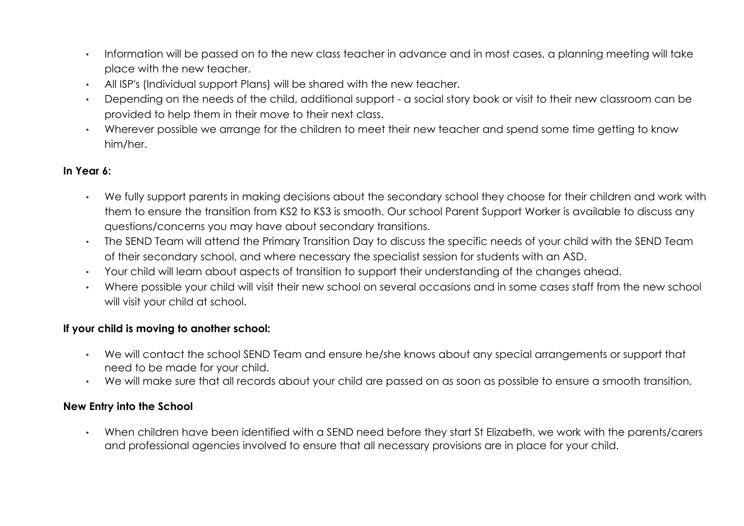- Information will be passed on to the new class teacher in advance and in most cases, a planning meeting will take place with the new teacher.
- All ISP's (Individual support Plans) will be shared with the new teacher.
- Depending on the needs of the child, additional support - a social story book or visit to their new classroom can be provided to help them in their move to their next class.
- Wherever possible we arrange for the children to meet their new teacher and spend some time getting to know him/her.

**In Year 6:**

- We fully support parents in making decisions about the secondary school they choose for their children and work with them to ensure the transition from KS2 to KS3 is smooth. Our school Parent Support Worker is available to discuss any questions/concerns you may have about secondary transitions.
- The SEND Team will attend the Primary Transition Day to discuss the specific needs of your child with the SEND Team of their secondary school, and where necessary the specialist session for students with an ASD.
- Your child will learn about aspects of transition to support their understanding of the changes ahead.
- Where possible your child will visit their new school on several occasions and in some cases staff from the new school will visit your child at school.

**If your child is moving to another school:**

- We will contact the school SEND Team and ensure he/she knows about any special arrangements or support that need to be made for your child.
- We will make sure that all records about your child are passed on as soon as possible to ensure a smooth transition.

**New Entry into the School**

- When children have been identified with a SEND need before they start St Elizabeth, we work with the parents/carers and professional agencies involved to ensure that all necessary provisions are in place for your child.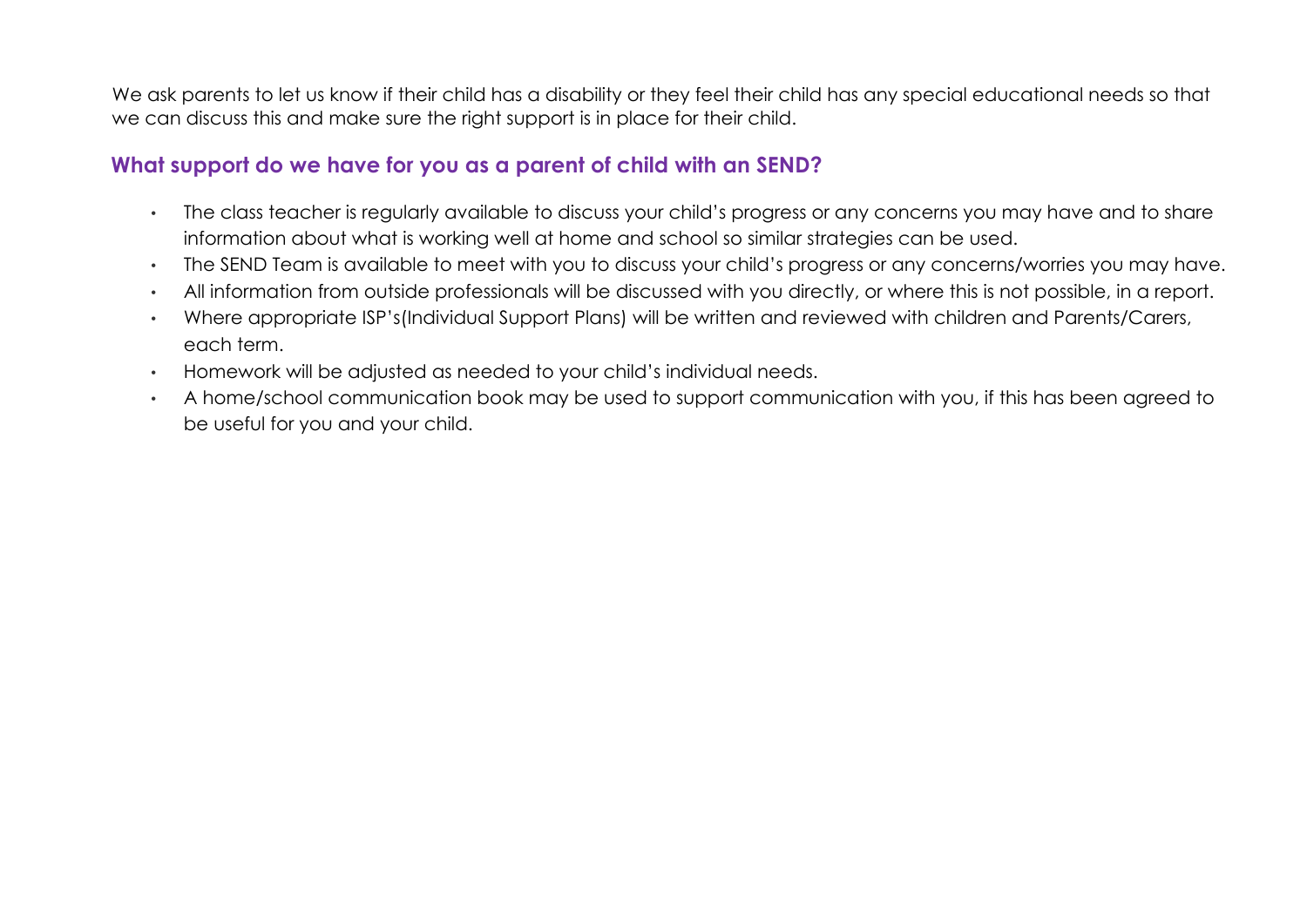We ask parents to let us know if their child has a disability or they feel their child has any special educational needs so that we can discuss this and make sure the right support is in place for their child.

## What support do we have for you as a parent of child with an SEND?

- The class teacher is regularly available to discuss your child's progress or any concerns you may have and to share information about what is working well at home and school so similar strategies can be used.
- The SEND Team is available to meet with you to discuss your child's progress or any concerns/worries you may have.
- All information from outside professionals will be discussed with you directly, or where this is not possible, in a report.
- Where appropriate ISP's(Individual Support Plans) will be written and reviewed with children and Parents/Carers, each term.
- Homework will be adjusted as needed to your child's individual needs.
- A home/school communication book may be used to support communication with you, if this has been agreed to be useful for you and your child.